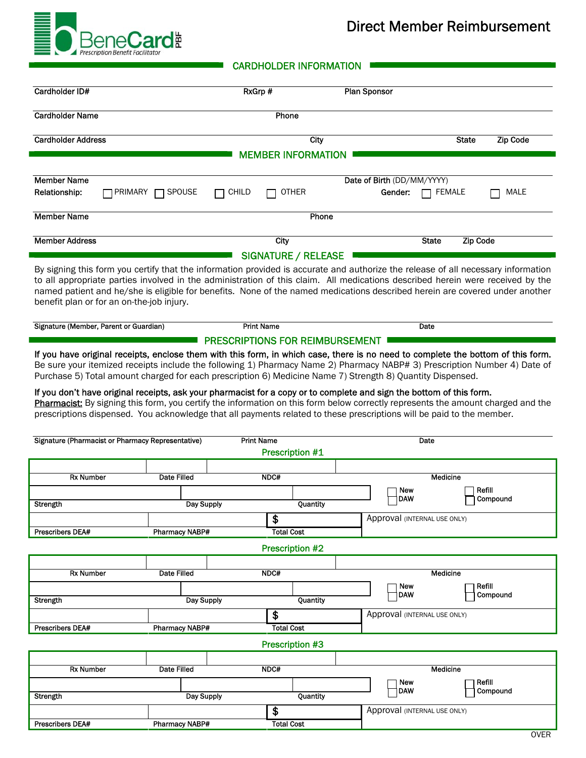BeneCard PBF
*Prescription Benefit Facilitator*

# Direct Member Reimbursement

## CARDHOLDER INFORMATION

Cardholder ID# | RxGrp # | Plan Sponsor

Cardholder Name | Phone

Cardholder Address | City | State | Zip Code

## MEMBER INFORMATION

Member Name | Date of Birth (DD/MM/YYYY)

Relationship: ☐ PRIMARY ☐ SPOUSE ☐ CHILD ☐ OTHER | Gender: ☐ FEMALE ☐ MALE

Member Name | Phone

Member Address | City | State | Zip Code

## SIGNATURE / RELEASE

By signing this form you certify that the information provided is accurate and authorize the release of all necessary information to all appropriate parties involved in the administration of this claim. All medications described herein were received by the named patient and he/she is eligible for benefits. None of the named medications described herein are covered under another benefit plan or for an on-the-job injury.

Signature (Member, Parent or Guardian) | Print Name | Date

## PRESCRIPTIONS FOR REIMBURSEMENT

**If you have original receipts, enclose them with this form, in which case, there is no need to complete the bottom of this form.** Be sure your itemized receipts include the following 1) Pharmacy Name 2) Pharmacy NABP# 3) Prescription Number 4) Date of Purchase 5) Total amount charged for each prescription 6) Medicine Name 7) Strength 8) Quantity Dispensed.

**If you don't have original receipts, ask your pharmacist for a copy or to complete and sign the bottom of this form.**
Pharmacist: By signing this form, you certify the information on this form below correctly represents the amount charged and the prescriptions dispensed. You acknowledge that all payments related to these prescriptions will be paid to the member.

Signature (Pharmacist or Pharmacy Representative) | Print Name | Date

### Prescription #1

| Rx Number | Date Filled | NDC# | Medicine |
|---|---|---|---|
| | | | |

| Strength | Day Supply | Quantity | ☐ New ☐ DAW ☐ Refill ☐ Compound |
|---|---|---|---|
| | | | |

| Prescribers DEA# | Pharmacy NABP# | Total Cost | Approval (INTERNAL USE ONLY) |
|---|---|---|---|
| | | $ | |

### Prescription #2

| Rx Number | Date Filled | NDC# | Medicine |
|---|---|---|---|
| | | | |

| Strength | Day Supply | Quantity | ☐ New ☐ DAW ☐ Refill ☐ Compound |
|---|---|---|---|
| | | | |

| Prescribers DEA# | Pharmacy NABP# | Total Cost | Approval (INTERNAL USE ONLY) |
|---|---|---|---|
| | | $ | |

### Prescription #3

| Rx Number | Date Filled | NDC# | Medicine |
|---|---|---|---|
| | | | |

| Strength | Day Supply | Quantity | ☐ New ☐ DAW ☐ Refill ☐ Compound |
|---|---|---|---|
| | | | |

| Prescribers DEA# | Pharmacy NABP# | Total Cost | Approval (INTERNAL USE ONLY) |
|---|---|---|---|
| | | $ | |

OVER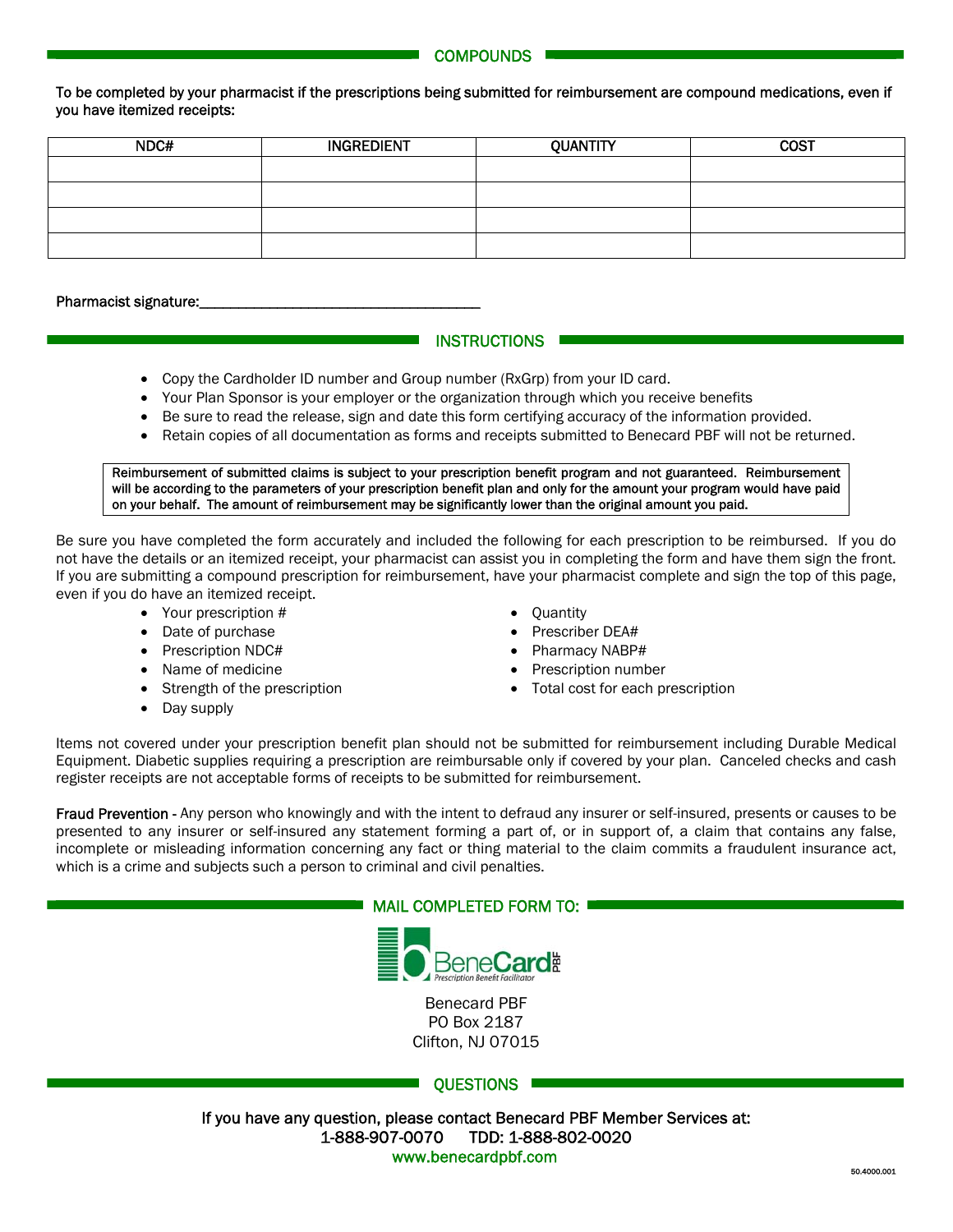## COMPOUNDS

To be completed by your pharmacist if the prescriptions being submitted for reimbursement are compound medications, even if you have itemized receipts:

| NDC# | INGREDIENT | QUANTITY | COST |
|---|---|---|---|
| | | | |
| | | | |
| | | | |
| | | | |

Pharmacist signature:\_\_\_\_\_\_\_\_\_\_\_\_\_\_\_\_\_\_\_\_\_\_\_\_\_\_\_\_\_\_\_\_\_\_\_\_

## INSTRUCTIONS

- Copy the Cardholder ID number and Group number (RxGrp) from your ID card.
- Your Plan Sponsor is your employer or the organization through which you receive benefits
- Be sure to read the release, sign and date this form certifying accuracy of the information provided.
- Retain copies of all documentation as forms and receipts submitted to Benecard PBF will not be returned.

**Reimbursement of submitted claims is subject to your prescription benefit program and not guaranteed. Reimbursement will be according to the parameters of your prescription benefit plan and only for the amount your program would have paid on your behalf. The amount of reimbursement may be significantly lower than the original amount you paid.**

Be sure you have completed the form accurately and included the following for each prescription to be reimbursed. If you do not have the details or an itemized receipt, your pharmacist can assist you in completing the form and have them sign the front. If you are submitting a compound prescription for reimbursement, have your pharmacist complete and sign the top of this page, even if you do have an itemized receipt.

- Your prescription #
- Date of purchase
- Prescription NDC#
- Name of medicine
- Strength of the prescription
- Day supply
- Quantity
- Prescriber DEA#
- Pharmacy NABP#
- Prescription number
- Total cost for each prescription

Items not covered under your prescription benefit plan should not be submitted for reimbursement including Durable Medical Equipment. Diabetic supplies requiring a prescription are reimbursable only if covered by your plan. Canceled checks and cash register receipts are not acceptable forms of receipts to be submitted for reimbursement.

Fraud Prevention - Any person who knowingly and with the intent to defraud any insurer or self-insured, presents or causes to be presented to any insurer or self-insured any statement forming a part of, or in support of, a claim that contains any false, incomplete or misleading information concerning any fact or thing material to the claim commits a fraudulent insurance act, which is a crime and subjects such a person to criminal and civil penalties.

## MAIL COMPLETED FORM TO:

BeneCard PBF
Prescription Benefit Facilitator

Benecard PBF
PO Box 2187
Clifton, NJ 07015

## QUESTIONS

If you have any question, please contact Benecard PBF Member Services at:
1-888-907-0070 TDD: 1-888-802-0020
www.benecardpbf.com

50.4000.001